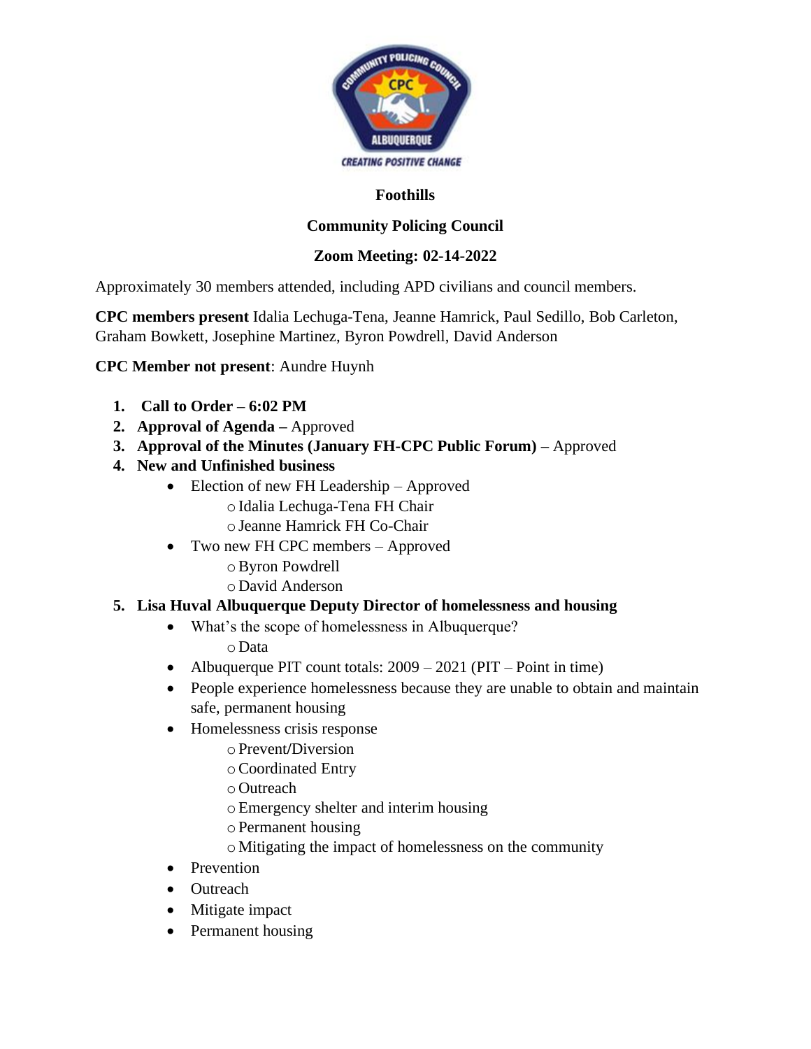**Foothills**

**Community Policing Council**

**Zoom Meeting: 02-14-2022**

Approximately 30 members attended, including APD civilians and council members.

**CPC members present** Idalia Lechuga-Tena, Jeanne Hamrick, Paul Sedillo, Bob Carleton, Graham Bowkett, Josephine Martinez, Byron Powdrell, David Anderson

**CPC Member not present**: Aundre Huynh

1. **Call to Order – 6:02 PM**
2. **Approval of Agenda –** Approved
3. **Approval of the Minutes (January FH-CPC Public Forum) –** Approved
4. **New and Unfinished business**
   - Election of new FH Leadership – Approved
     - Idalia Lechuga-Tena FH Chair
     - Jeanne Hamrick FH Co-Chair
   - Two new FH CPC members – Approved
     - Byron Powdrell
     - David Anderson
5. **Lisa Huval Albuquerque Deputy Director of homelessness and housing**
   - What's the scope of homelessness in Albuquerque?
     - Data
   - Albuquerque PIT count totals: 2009 – 2021 (PIT – Point in time)
   - People experience homelessness because they are unable to obtain and maintain safe, permanent housing
   - Homelessness crisis response
     - Prevent/Diversion
     - Coordinated Entry
     - Outreach
     - Emergency shelter and interim housing
     - Permanent housing
     - Mitigating the impact of homelessness on the community
   - Prevention
   - Outreach
   - Mitigate impact
   - Permanent housing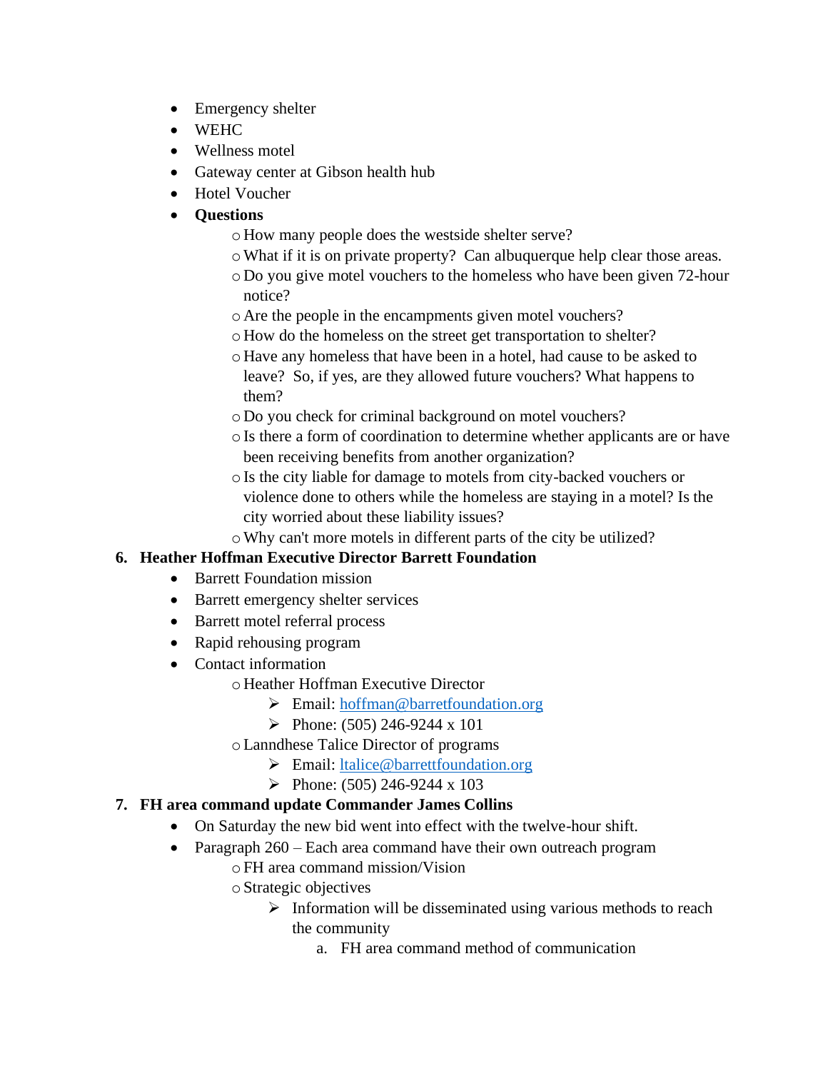- Emergency shelter
- WEHC
- Wellness motel
- Gateway center at Gibson health hub
- Hotel Voucher
- **Questions**
    - How many people does the westside shelter serve?
    - What if it is on private property? Can albuquerque help clear those areas.
    - Do you give motel vouchers to the homeless who have been given 72-hour notice?
    - Are the people in the encampments given motel vouchers?
    - How do the homeless on the street get transportation to shelter?
    - Have any homeless that have been in a hotel, had cause to be asked to leave? So, if yes, are they allowed future vouchers? What happens to them?
    - Do you check for criminal background on motel vouchers?
    - Is there a form of coordination to determine whether applicants are or have been receiving benefits from another organization?
    - Is the city liable for damage to motels from city-backed vouchers or violence done to others while the homeless are staying in a motel? Is the city worried about these liability issues?
    - Why can't more motels in different parts of the city be utilized?

6. **Heather Hoffman Executive Director Barrett Foundation**
    - Barrett Foundation mission
    - Barrett emergency shelter services
    - Barrett motel referral process
    - Rapid rehousing program
    - Contact information
        - Heather Hoffman Executive Director
            - Email: hoffman@barretfoundation.org
            - Phone: (505) 246-9244 x 101
        - Lanndhese Talice Director of programs
            - Email: ltalice@barrettfoundation.org
            - Phone: (505) 246-9244 x 103

7. **FH area command update Commander James Collins**
    - On Saturday the new bid went into effect with the twelve-hour shift.
    - Paragraph 260 – Each area command have their own outreach program
        - FH area command mission/Vision
        - Strategic objectives
            - Information will be disseminated using various methods to reach the community
                a. FH area command method of communication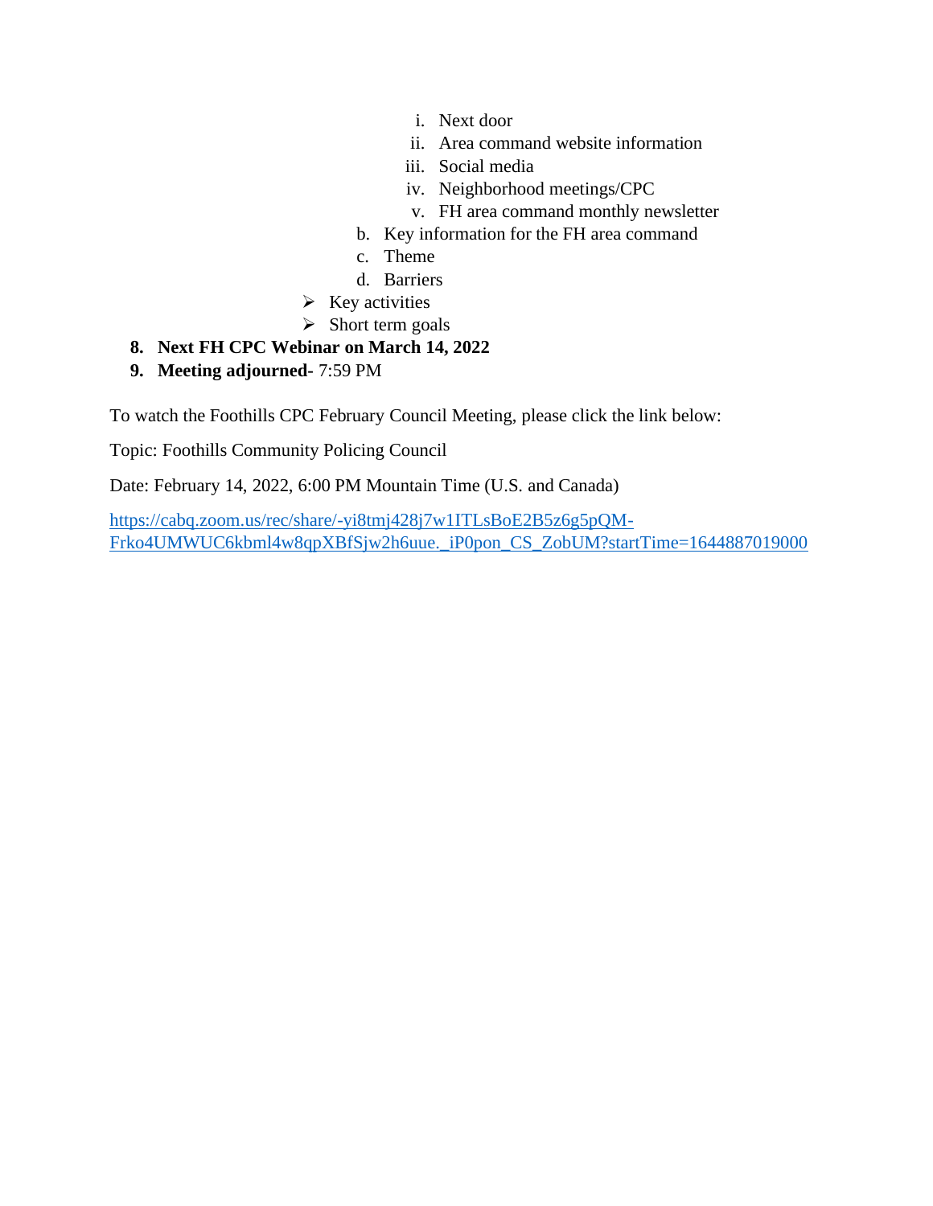i. Next door
        ii. Area command website information
        iii. Social media
        iv. Neighborhood meetings/CPC
        v. FH area command monthly newsletter
    b. Key information for the FH area command
    c. Theme
    d. Barriers
  - Key activities
  - Short term goals

8. **Next FH CPC Webinar on March 14, 2022**
9. **Meeting adjourned-** 7:59 PM

To watch the Foothills CPC February Council Meeting, please click the link below:

Topic: Foothills Community Policing Council

Date: February 14, 2022, 6:00 PM Mountain Time (U.S. and Canada)

https://cabq.zoom.us/rec/share/-yi8tmj428j7w1ITLsBoE2B5z6g5pQM-Frko4UMWUC6kbml4w8qpXBfSjw2h6uue._iP0pon_CS_ZobUM?startTime=1644887019000